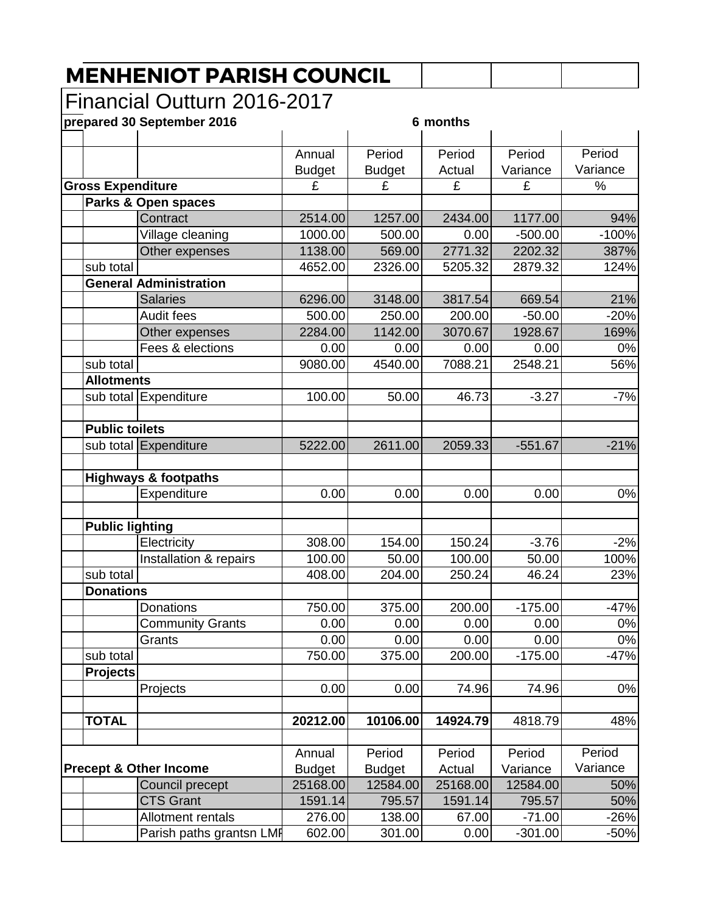# MENHENIOT PARISH COUNCIL

## Financial Outturn 2016-2017

**prepared 30 September 2016** **6 months**

| | | | Annual Budget | Period Budget | Period Actual | Period Variance | Period Variance |
|---|---|---|---|---|---|---|---|
| **Gross Expenditure** | | | £ | £ | £ | £ | % |
| | **Parks & Open spaces** | | | | | | |
| | | Contract | 2514.00 | 1257.00 | 2434.00 | 1177.00 | 94% |
| | | Village cleaning | 1000.00 | 500.00 | 0.00 | -500.00 | -100% |
| | | Other expenses | 1138.00 | 569.00 | 2771.32 | 2202.32 | 387% |
| | sub total | | 4652.00 | 2326.00 | 5205.32 | 2879.32 | 124% |
| | **General Administration** | | | | | | |
| | | Salaries | 6296.00 | 3148.00 | 3817.54 | 669.54 | 21% |
| | | Audit fees | 500.00 | 250.00 | 200.00 | -50.00 | -20% |
| | | Other expenses | 2284.00 | 1142.00 | 3070.67 | 1928.67 | 169% |
| | | Fees & elections | 0.00 | 0.00 | 0.00 | 0.00 | 0% |
| | sub total | | 9080.00 | 4540.00 | 7088.21 | 2548.21 | 56% |
| | **Allotments** | | | | | | |
| | sub total | Expenditure | 100.00 | 50.00 | 46.73 | -3.27 | -7% |
| | | | | | | | |
| | **Public toilets** | | | | | | |
| | sub total | Expenditure | 5222.00 | 2611.00 | 2059.33 | -551.67 | -21% |
| | | | | | | | |
| | **Highways & footpaths** | | | | | | |
| | | Expenditure | 0.00 | 0.00 | 0.00 | 0.00 | 0% |
| | | | | | | | |
| | **Public lighting** | | | | | | |
| | | Electricity | 308.00 | 154.00 | 150.24 | -3.76 | -2% |
| | | Installation & repairs | 100.00 | 50.00 | 100.00 | 50.00 | 100% |
| | sub total | | 408.00 | 204.00 | 250.24 | 46.24 | 23% |
| | **Donations** | | | | | | |
| | | Donations | 750.00 | 375.00 | 200.00 | -175.00 | -47% |
| | | Community Grants | 0.00 | 0.00 | 0.00 | 0.00 | 0% |
| | | Grants | 0.00 | 0.00 | 0.00 | 0.00 | 0% |
| | sub total | | 750.00 | 375.00 | 200.00 | -175.00 | -47% |
| | **Projects** | | | | | | |
| | | Projects | 0.00 | 0.00 | 74.96 | 74.96 | 0% |
| | | | | | | | |
| | **TOTAL** | | **20212.00** | **10106.00** | **14924.79** | 4818.79 | 48% |
| | | | | | | | |
| **Precept & Other Income** | | | Annual Budget | Period Budget | Period Actual | Period Variance | Period Variance |
| | | Council precept | 25168.00 | 12584.00 | 25168.00 | 12584.00 | 50% |
| | | CTS Grant | 1591.14 | 795.57 | 1591.14 | 795.57 | 50% |
| | | Allotment rentals | 276.00 | 138.00 | 67.00 | -71.00 | -26% |
| | | Parish paths grantsn LMP | 602.00 | 301.00 | 0.00 | -301.00 | -50% |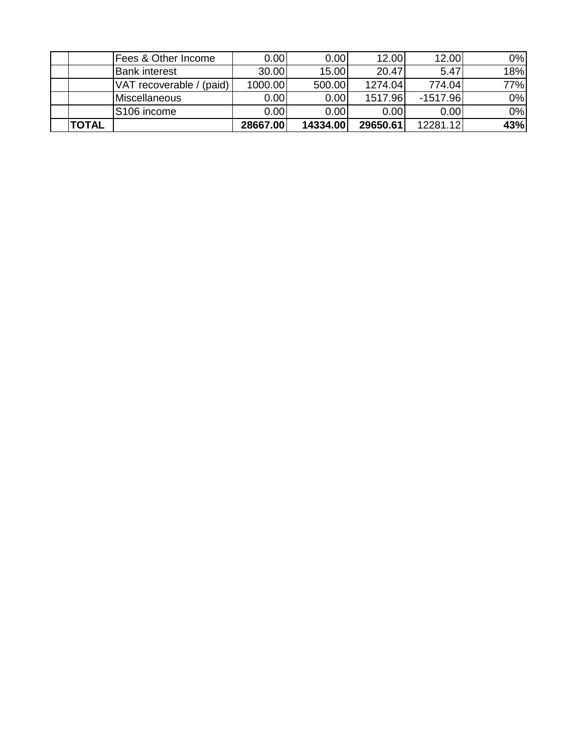| | | | | | | | |
|---|---|---|---|---|---|---|---|
| | | Fees & Other Income | 0.00 | 0.00 | 12.00 | 12.00 | 0% |
| | | Bank interest | 30.00 | 15.00 | 20.47 | 5.47 | 18% |
| | | VAT recoverable / (paid) | 1000.00 | 500.00 | 1274.04 | 774.04 | 77% |
| | | Miscellaneous | 0.00 | 0.00 | 1517.96 | -1517.96 | 0% |
| | | S106 income | 0.00 | 0.00 | 0.00 | 0.00 | 0% |
| | **TOTAL** | | **28667.00** | **14334.00** | **29650.61** | 12281.12 | **43%** |